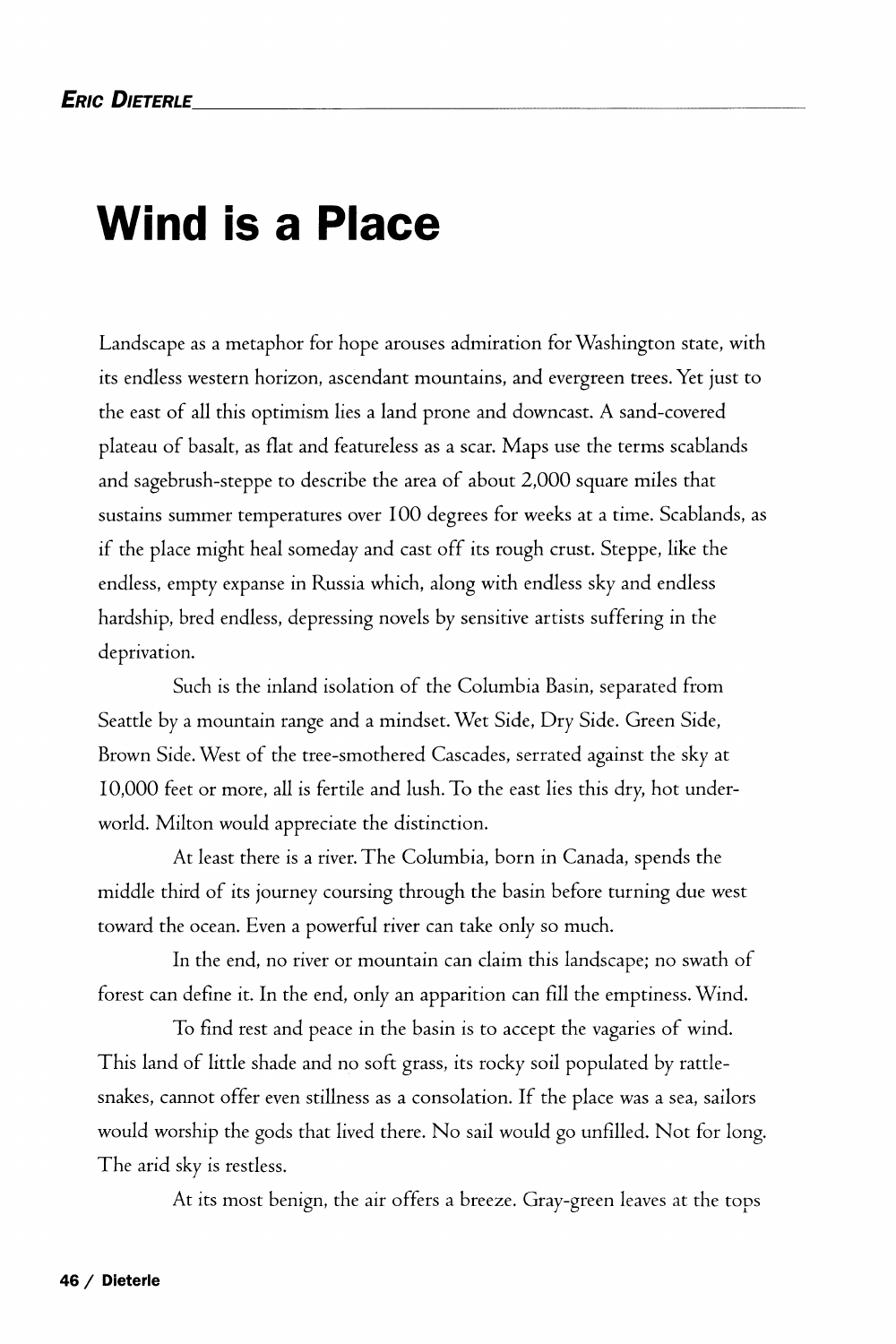**Eric Dieterle**

# Wind is a Place

Landscape as a metaphor for hope arouses admiration for Washington state, with its endless western horizon, ascendant mountains, and evergreen trees. Yet just to the east of all this optimism lies a land prone and downcast. A sand-covered plateau of basalt, as flat and featureless as a scar. Maps use the terms scablands and sagebrush-steppe to describe the area of about 2,000 square miles that sustains summer temperatures over 100 degrees for weeks at a time. Scablands, as if the place might heal someday and cast off its rough crust. Steppe, like the endless, empty expanse in Russia which, along with endless sky and endless hardship, bred endless, depressing novels by sensitive artists suffering in the deprivation.

Such is the inland isolation of the Columbia Basin, separated from Seattle by a mountain range and a mindset. Wet Side, Dry Side. Green Side, Brown Side. West of the tree-smothered Cascades, serrated against the sky at 10,000 feet or more, all is fertile and lush. To the east lies this dry, hot underworld. Milton would appreciate the distinction.

At least there is a river. The Columbia, born in Canada, spends the middle third of its journey coursing through the basin before turning due west toward the ocean. Even a powerful river can take only so much.

In the end, no river or mountain can claim this landscape; no swath of forest can define it. In the end, only an apparition can fill the emptiness. Wind.

To find rest and peace in the basin is to accept the vagaries of wind. This land of little shade and no soft grass, its rocky soil populated by rattlesnakes, cannot offer even stillness as a consolation. If the place was a sea, sailors would worship the gods that lived there. No sail would go unfilled. Not for long. The arid sky is restless.

At its most benign, the air offers a breeze. Gray-green leaves at the tops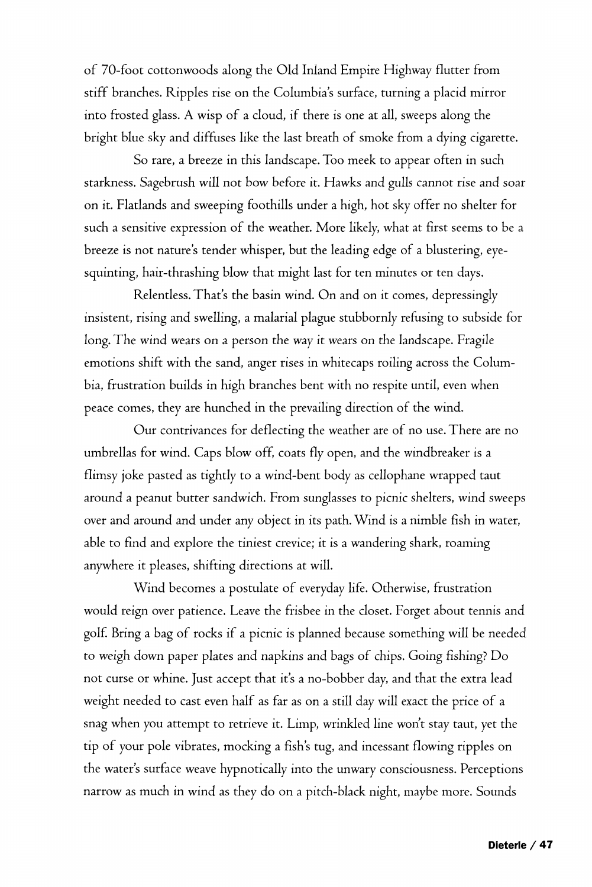of 70-foot cottonwoods along the Old Inland Empire Highway flutter from stiff branches. Ripples rise on the Columbia's surface, turning a placid mirror into frosted glass. A wisp of a cloud, if there is one at all, sweeps along the bright blue sky and diffuses like the last breath of smoke from a dying cigarette.

So rare, a breeze in this landscape. Too meek to appear often in such starkness. Sagebrush will not bow before it. Hawks and gulls cannot rise and soar on it. Flatlands and sweeping foothills under a high, hot sky offer no shelter for such a sensitive expression of the weather. More likely, what at first seems to be a breeze is not nature's tender whisper, but the leading edge of a blustering, eye-squinting, hair-thrashing blow that might last for ten minutes or ten days.

Relentless. That's the basin wind. On and on it comes, depressingly insistent, rising and swelling, a malarial plague stubbornly refusing to subside for long. The wind wears on a person the way it wears on the landscape. Fragile emotions shift with the sand, anger rises in whitecaps roiling across the Columbia, frustration builds in high branches bent with no respite until, even when peace comes, they are hunched in the prevailing direction of the wind.

Our contrivances for deflecting the weather are of no use. There are no umbrellas for wind. Caps blow off, coats fly open, and the windbreaker is a flimsy joke pasted as tightly to a wind-bent body as cellophane wrapped taut around a peanut butter sandwich. From sunglasses to picnic shelters, wind sweeps over and around and under any object in its path. Wind is a nimble fish in water, able to find and explore the tiniest crevice; it is a wandering shark, roaming anywhere it pleases, shifting directions at will.

Wind becomes a postulate of everyday life. Otherwise, frustration would reign over patience. Leave the frisbee in the closet. Forget about tennis and golf. Bring a bag of rocks if a picnic is planned because something will be needed to weigh down paper plates and napkins and bags of chips. Going fishing? Do not curse or whine. Just accept that it's a no-bobber day, and that the extra lead weight needed to cast even half as far as on a still day will exact the price of a snag when you attempt to retrieve it. Limp, wrinkled line won't stay taut, yet the tip of your pole vibrates, mocking a fish's tug, and incessant flowing ripples on the water's surface weave hypnotically into the unwary consciousness. Perceptions narrow as much in wind as they do on a pitch-black night, maybe more. Sounds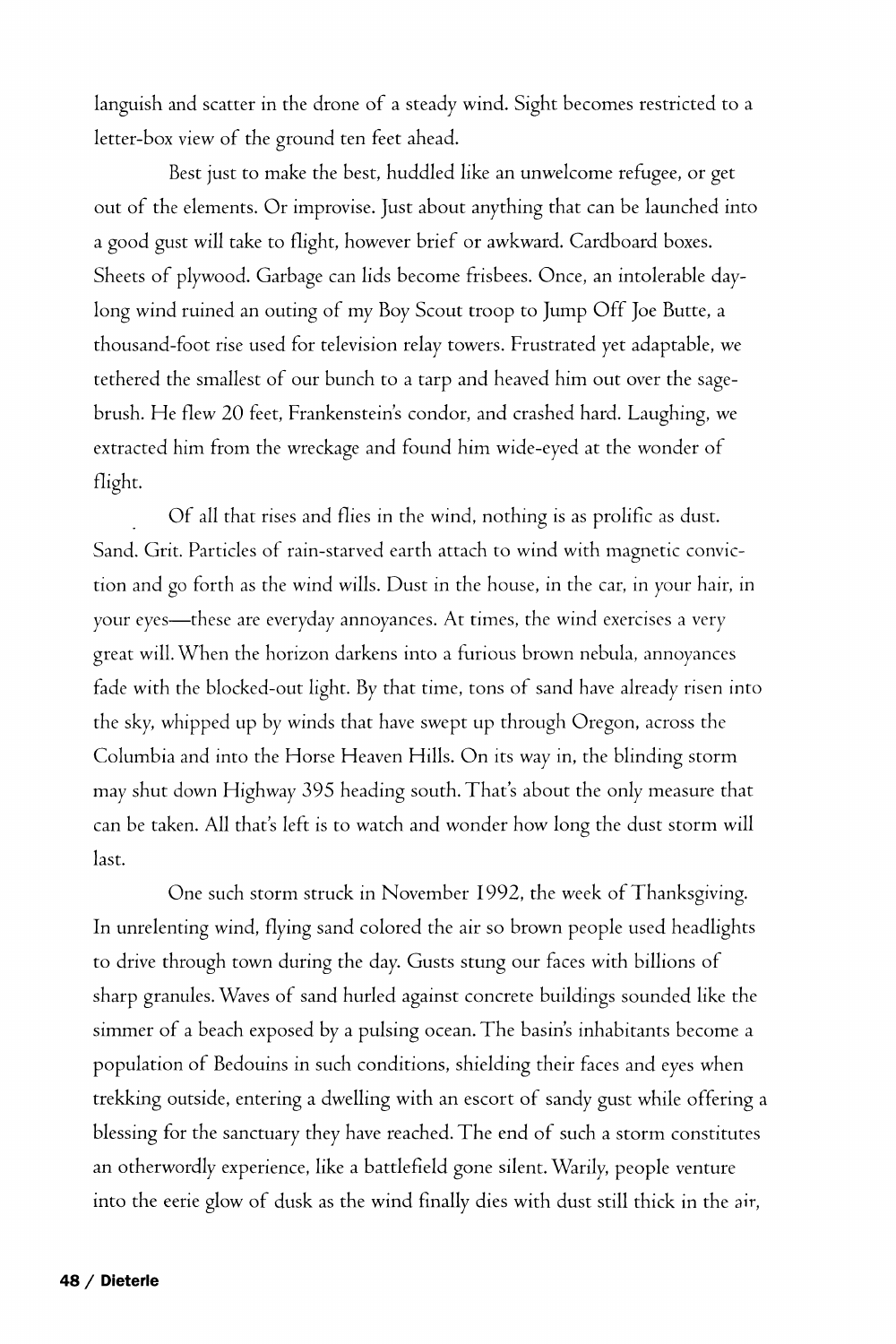languish and scatter in the drone of a steady wind. Sight becomes restricted to a letter-box view of the ground ten feet ahead.

Best just to make the best, huddled like an unwelcome refugee, or get out of the elements. Or improvise. Just about anything that can be launched into a good gust will take to flight, however brief or awkward. Cardboard boxes. Sheets of plywood. Garbage can lids become frisbees. Once, an intolerable day-long wind ruined an outing of my Boy Scout troop to Jump Off Joe Butte, a thousand-foot rise used for television relay towers. Frustrated yet adaptable, we tethered the smallest of our bunch to a tarp and heaved him out over the sage-brush. He flew 20 feet, Frankenstein's condor, and crashed hard. Laughing, we extracted him from the wreckage and found him wide-eyed at the wonder of flight.

Of all that rises and flies in the wind, nothing is as prolific as dust. Sand. Grit. Particles of rain-starved earth attach to wind with magnetic conviction and go forth as the wind wills. Dust in the house, in the car, in your hair, in your eyes—these are everyday annoyances. At times, the wind exercises a very great will. When the horizon darkens into a furious brown nebula, annoyances fade with the blocked-out light. By that time, tons of sand have already risen into the sky, whipped up by winds that have swept up through Oregon, across the Columbia and into the Horse Heaven Hills. On its way in, the blinding storm may shut down Highway 395 heading south. That's about the only measure that can be taken. All that's left is to watch and wonder how long the dust storm will last.

One such storm struck in November 1992, the week of Thanksgiving. In unrelenting wind, flying sand colored the air so brown people used headlights to drive through town during the day. Gusts stung our faces with billions of sharp granules. Waves of sand hurled against concrete buildings sounded like the simmer of a beach exposed by a pulsing ocean. The basin's inhabitants become a population of Bedouins in such conditions, shielding their faces and eyes when trekking outside, entering a dwelling with an escort of sandy gust while offering a blessing for the sanctuary they have reached. The end of such a storm constitutes an otherwordly experience, like a battlefield gone silent. Warily, people venture into the eerie glow of dusk as the wind finally dies with dust still thick in the air,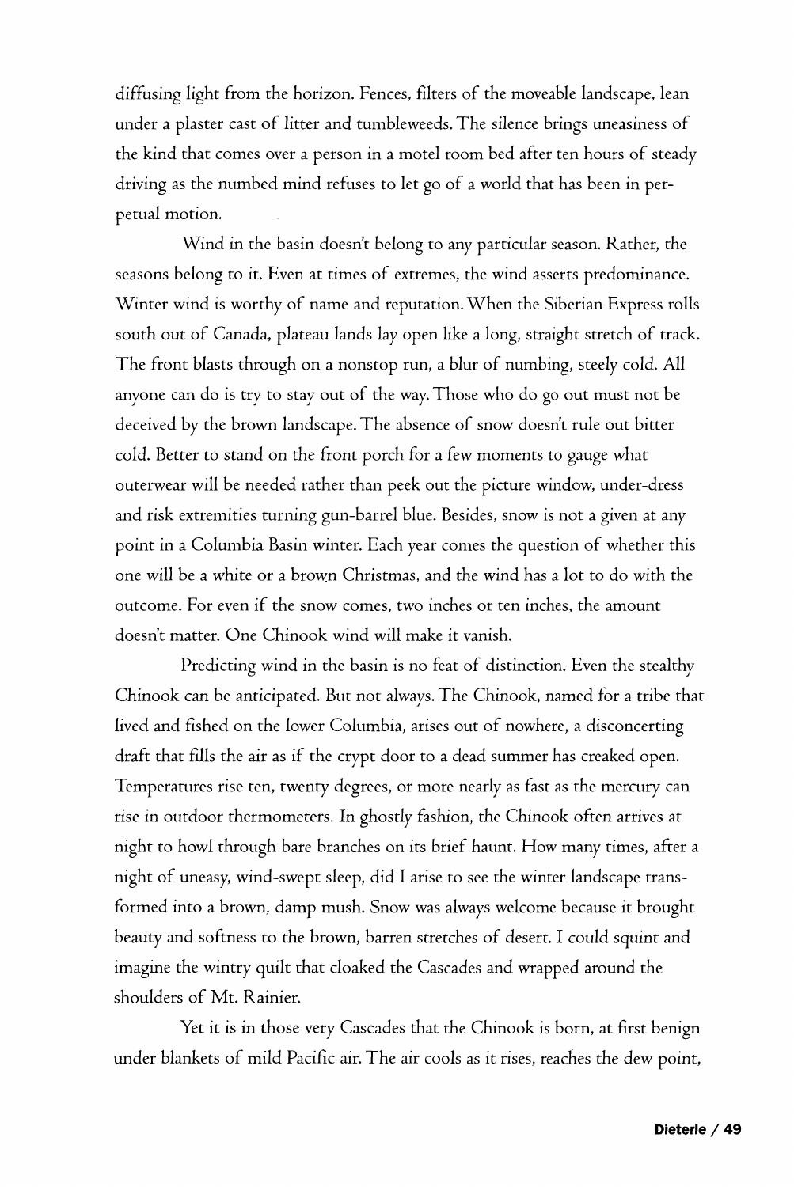diffusing light from the horizon. Fences, filters of the moveable landscape, lean under a plaster cast of litter and tumbleweeds. The silence brings uneasiness of the kind that comes over a person in a motel room bed after ten hours of steady driving as the numbed mind refuses to let go of a world that has been in perpetual motion.

Wind in the basin doesn't belong to any particular season. Rather, the seasons belong to it. Even at times of extremes, the wind asserts predominance. Winter wind is worthy of name and reputation. When the Siberian Express rolls south out of Canada, plateau lands lay open like a long, straight stretch of track. The front blasts through on a nonstop run, a blur of numbing, steely cold. All anyone can do is try to stay out of the way. Those who do go out must not be deceived by the brown landscape. The absence of snow doesn't rule out bitter cold. Better to stand on the front porch for a few moments to gauge what outerwear will be needed rather than peek out the picture window, under-dress and risk extremities turning gun-barrel blue. Besides, snow is not a given at any point in a Columbia Basin winter. Each year comes the question of whether this one will be a white or a brown Christmas, and the wind has a lot to do with the outcome. For even if the snow comes, two inches or ten inches, the amount doesn't matter. One Chinook wind will make it vanish.

Predicting wind in the basin is no feat of distinction. Even the stealthy Chinook can be anticipated. But not always. The Chinook, named for a tribe that lived and fished on the lower Columbia, arises out of nowhere, a disconcerting draft that fills the air as if the crypt door to a dead summer has creaked open. Temperatures rise ten, twenty degrees, or more nearly as fast as the mercury can rise in outdoor thermometers. In ghostly fashion, the Chinook often arrives at night to howl through bare branches on its brief haunt. How many times, after a night of uneasy, wind-swept sleep, did I arise to see the winter landscape transformed into a brown, damp mush. Snow was always welcome because it brought beauty and softness to the brown, barren stretches of desert. I could squint and imagine the wintry quilt that cloaked the Cascades and wrapped around the shoulders of Mt. Rainier.

Yet it is in those very Cascades that the Chinook is born, at first benign under blankets of mild Pacific air. The air cools as it rises, reaches the dew point,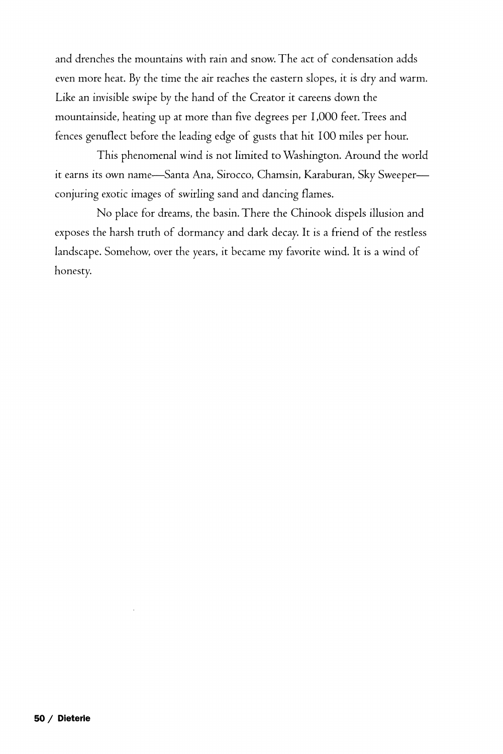and drenches the mountains with rain and snow. The act of condensation adds even more heat. By the time the air reaches the eastern slopes, it is dry and warm. Like an invisible swipe by the hand of the Creator it careens down the mountainside, heating up at more than five degrees per 1,000 feet. Trees and fences genuflect before the leading edge of gusts that hit 100 miles per hour.

This phenomenal wind is not limited to Washington. Around the world it earns its own name—Santa Ana, Sirocco, Chamsin, Karaburan, Sky Sweeper—conjuring exotic images of swirling sand and dancing flames.

No place for dreams, the basin. There the Chinook dispels illusion and exposes the harsh truth of dormancy and dark decay. It is a friend of the restless landscape. Somehow, over the years, it became my favorite wind. It is a wind of honesty.